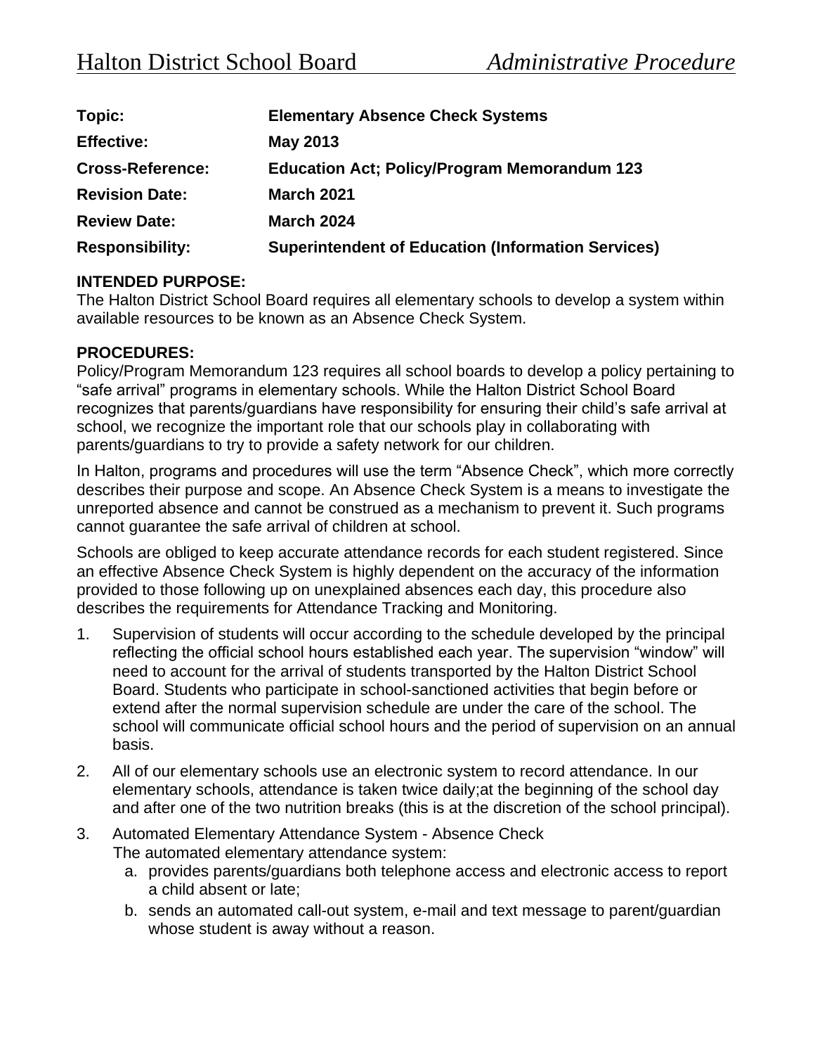# Halton District School Board *Administrative Procedure*

| | |
|---|---|
| **Topic:** | **Elementary Absence Check Systems** |
| **Effective:** | **May 2013** |
| **Cross-Reference:** | **Education Act; Policy/Program Memorandum 123** |
| **Revision Date:** | **March 2021** |
| **Review Date:** | **March 2024** |
| **Responsibility:** | **Superintendent of Education (Information Services)** |

**INTENDED PURPOSE:**

The Halton District School Board requires all elementary schools to develop a system within available resources to be known as an Absence Check System.

**PROCEDURES:**

Policy/Program Memorandum 123 requires all school boards to develop a policy pertaining to "safe arrival" programs in elementary schools. While the Halton District School Board recognizes that parents/guardians have responsibility for ensuring their child's safe arrival at school, we recognize the important role that our schools play in collaborating with parents/guardians to try to provide a safety network for our children.

In Halton, programs and procedures will use the term "Absence Check", which more correctly describes their purpose and scope. An Absence Check System is a means to investigate the unreported absence and cannot be construed as a mechanism to prevent it. Such programs cannot guarantee the safe arrival of children at school.

Schools are obliged to keep accurate attendance records for each student registered. Since an effective Absence Check System is highly dependent on the accuracy of the information provided to those following up on unexplained absences each day, this procedure also describes the requirements for Attendance Tracking and Monitoring.

1. Supervision of students will occur according to the schedule developed by the principal reflecting the official school hours established each year. The supervision "window" will need to account for the arrival of students transported by the Halton District School Board. Students who participate in school-sanctioned activities that begin before or extend after the normal supervision schedule are under the care of the school. The school will communicate official school hours and the period of supervision on an annual basis.
2. All of our elementary schools use an electronic system to record attendance. In our elementary schools, attendance is taken twice daily;at the beginning of the school day and after one of the two nutrition breaks (this is at the discretion of the school principal).
3. Automated Elementary Attendance System - Absence Check
   The automated elementary attendance system:
   a. provides parents/guardians both telephone access and electronic access to report a child absent or late;
   b. sends an automated call-out system, e-mail and text message to parent/guardian whose student is away without a reason.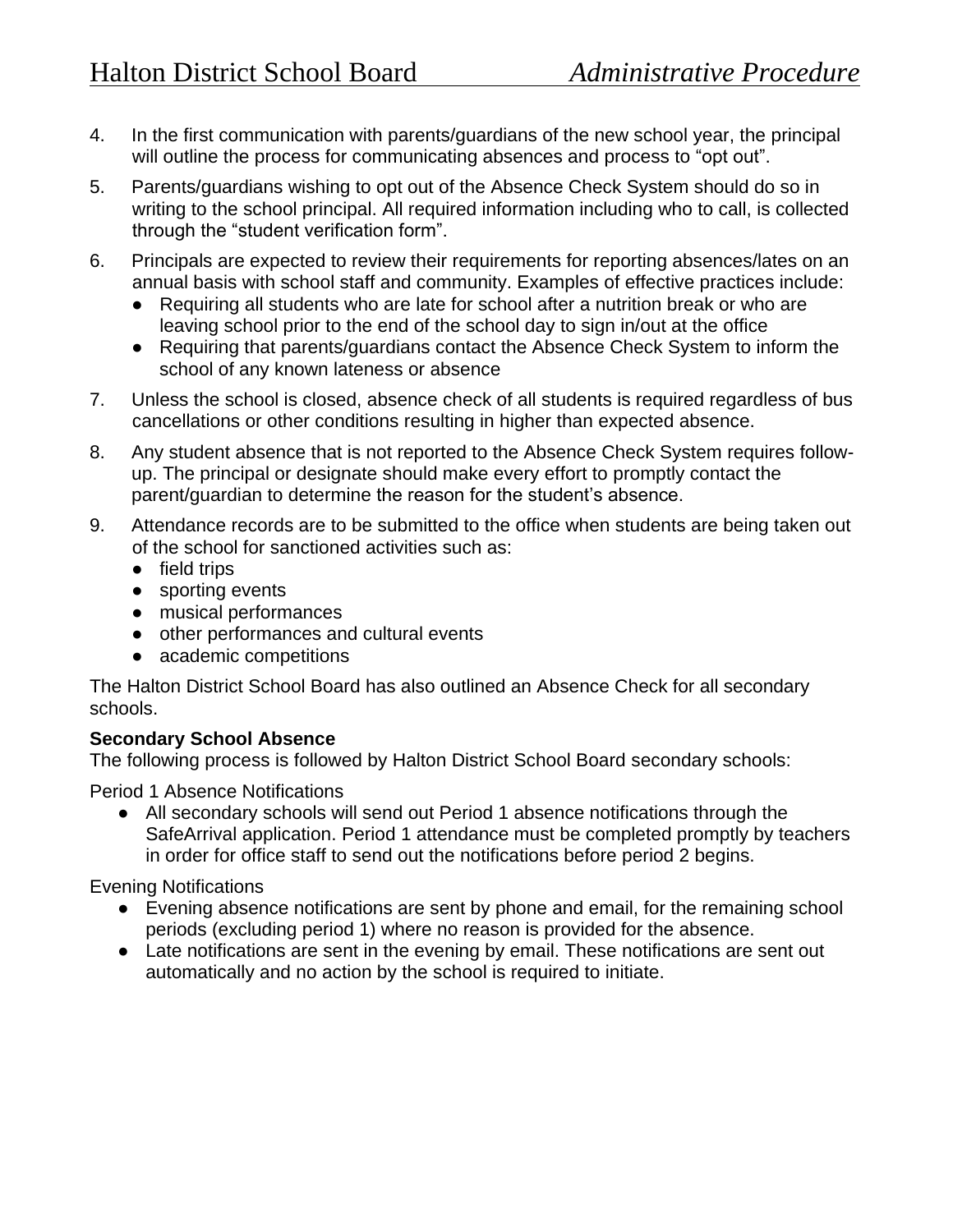4. In the first communication with parents/guardians of the new school year, the principal will outline the process for communicating absences and process to “opt out”.
5. Parents/guardians wishing to opt out of the Absence Check System should do so in writing to the school principal. All required information including who to call, is collected through the “student verification form”.
6. Principals are expected to review their requirements for reporting absences/lates on an annual basis with school staff and community. Examples of effective practices include:
   - Requiring all students who are late for school after a nutrition break or who are leaving school prior to the end of the school day to sign in/out at the office
   - Requiring that parents/guardians contact the Absence Check System to inform the school of any known lateness or absence
7. Unless the school is closed, absence check of all students is required regardless of bus cancellations or other conditions resulting in higher than expected absence.
8. Any student absence that is not reported to the Absence Check System requires follow-up. The principal or designate should make every effort to promptly contact the parent/guardian to determine the reason for the student’s absence.
9. Attendance records are to be submitted to the office when students are being taken out of the school for sanctioned activities such as:
   - field trips
   - sporting events
   - musical performances
   - other performances and cultural events
   - academic competitions

The Halton District School Board has also outlined an Absence Check for all secondary schools.

**Secondary School Absence**
The following process is followed by Halton District School Board secondary schools:

Period 1 Absence Notifications

- All secondary schools will send out Period 1 absence notifications through the SafeArrival application. Period 1 attendance must be completed promptly by teachers in order for office staff to send out the notifications before period 2 begins.

Evening Notifications

- Evening absence notifications are sent by phone and email, for the remaining school periods (excluding period 1) where no reason is provided for the absence.
- Late notifications are sent in the evening by email. These notifications are sent out automatically and no action by the school is required to initiate.